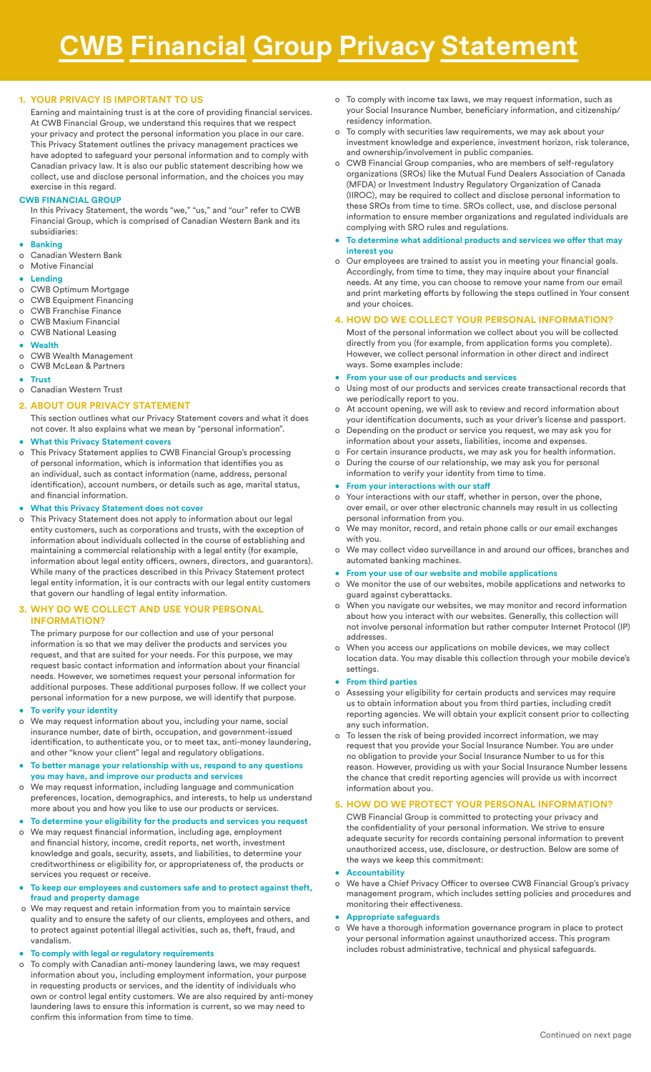# CWB Financial Group Privacy Statement

## 1. YOUR PRIVACY IS IMPORTANT TO US

Earning and maintaining trust is at the core of providing financial services. At CWB Financial Group, we understand this requires that we respect your privacy and protect the personal information you place in our care. This Privacy Statement outlines the privacy management practices we have adopted to safeguard your personal information and to comply with Canadian privacy law. It is also our public statement describing how we collect, use and disclose personal information, and the choices you may exercise in this regard.

### CWB FINANCIAL GROUP

In this Privacy Statement, the words "we," "us," and "our" refer to CWB Financial Group, which is comprised of Canadian Western Bank and its subsidiaries:

- **Banking**
  - Canadian Western Bank
  - Motive Financial
- **Lending**
  - CWB Optimum Mortgage
  - CWB Equipment Financing
  - CWB Franchise Finance
  - CWB Maxium Financial
  - CWB National Leasing
- **Wealth**
  - CWB Wealth Management
  - CWB McLean & Partners
- **Trust**
  - Canadian Western Trust

## 2. ABOUT OUR PRIVACY STATEMENT

This section outlines what our Privacy Statement covers and what it does not cover. It also explains what we mean by "personal information".

- **What this Privacy Statement covers**
  - This Privacy Statement applies to CWB Financial Group's processing of personal information, which is information that identifies you as an individual, such as contact information (name, address, personal identification), account numbers, or details such as age, marital status, and financial information.
- **What this Privacy Statement does not cover**
  - This Privacy Statement does not apply to information about our legal entity customers, such as corporations and trusts, with the exception of information about individuals collected in the course of establishing and maintaining a commercial relationship with a legal entity (for example, information about legal entity officers, owners, directors, and guarantors). While many of the practices described in this Privacy Statement protect legal entity information, it is our contracts with our legal entity customers that govern our handling of legal entity information.

## 3. WHY DO WE COLLECT AND USE YOUR PERSONAL INFORMATION?

The primary purpose for our collection and use of your personal information is so that we may deliver the products and services you request, and that are suited for your needs. For this purpose, we may request basic contact information and information about your financial needs. However, we sometimes request your personal information for additional purposes. These additional purposes follow. If we collect your personal information for a new purpose, we will identify that purpose.

- **To verify your identity**
  - We may request information about you, including your name, social insurance number, date of birth, occupation, and government-issued identification, to authenticate you, or to meet tax, anti-money laundering, and other "know your client" legal and regulatory obligations.
- **To better manage your relationship with us, respond to any questions you may have, and improve our products and services**
  - We may request information, including language and communication preferences, location, demographics, and interests, to help us understand more about you and how you like to use our products or services.
- **To determine your eligibility for the products and services you request**
  - We may request financial information, including age, employment and financial history, income, credit reports, net worth, investment knowledge and goals, security, assets, and liabilities, to determine your creditworthiness or eligibility for, or appropriateness of, the products or services you request or receive.
- **To keep our employees and customers safe and to protect against theft, fraud and property damage**
  - We may request and retain information from you to maintain service quality and to ensure the safety of our clients, employees and others, and to protect against potential illegal activities, such as, theft, fraud, and vandalism.
- **To comply with legal or regulatory requirements**
  - To comply with Canadian anti-money laundering laws, we may request information about you, including employment information, your purpose in requesting products or services, and the identity of individuals who own or control legal entity customers. We are also required by anti-money laundering laws to ensure this information is current, so we may need to confirm this information from time to time.
  - To comply with income tax laws, we may request information, such as your Social Insurance Number, beneficiary information, and citizenship/residency information.
  - To comply with securities law requirements, we may ask about your investment knowledge and experience, investment horizon, risk tolerance, and ownership/involvement in public companies.
  - CWB Financial Group companies, who are members of self-regulatory organizations (SROs) like the Mutual Fund Dealers Association of Canada (MFDA) or Investment Industry Regulatory Organization of Canada (IIROC), may be required to collect and disclose personal information to these SROs from time to time. SROs collect, use, and disclose personal information to ensure member organizations and regulated individuals are complying with SRO rules and regulations.
- **To determine what additional products and services we offer that may interest you**
  - Our employees are trained to assist you in meeting your financial goals. Accordingly, from time to time, they may inquire about your financial needs. At any time, you can choose to remove your name from our email and print marketing efforts by following the steps outlined in Your consent and your choices.

## 4. HOW DO WE COLLECT YOUR PERSONAL INFORMATION?

Most of the personal information we collect about you will be collected directly from you (for example, from application forms you complete). However, we collect personal information in other direct and indirect ways. Some examples include:

- **From your use of our products and services**
  - Using most of our products and services create transactional records that we periodically report to you.
  - At account opening, we will ask to review and record information about your identification documents, such as your driver's license and passport.
  - Depending on the product or service you request, we may ask you for information about your assets, liabilities, income and expenses.
  - For certain insurance products, we may ask you for health information.
  - During the course of our relationship, we may ask you for personal information to verify your identity from time to time.
- **From your interactions with our staff**
  - Your interactions with our staff, whether in person, over the phone, over email, or over other electronic channels may result in us collecting personal information from you.
  - We may monitor, record, and retain phone calls or our email exchanges with you.
  - We may collect video surveillance in and around our offices, branches and automated banking machines.
- **From your use of our website and mobile applications**
  - We monitor the use of our websites, mobile applications and networks to guard against cyberattacks.
  - When you navigate our websites, we may monitor and record information about how you interact with our websites. Generally, this collection will not involve personal information but rather computer Internet Protocol (IP) addresses.
  - When you access our applications on mobile devices, we may collect location data. You may disable this collection through your mobile device's settings.
- **From third parties**
  - Assessing your eligibility for certain products and services may require us to obtain information about you from third parties, including credit reporting agencies. We will obtain your explicit consent prior to collecting any such information.
  - To lessen the risk of being provided incorrect information, we may request that you provide your Social Insurance Number. You are under no obligation to provide your Social Insurance Number to us for this reason. However, providing us with your Social Insurance Number lessens the chance that credit reporting agencies will provide us with incorrect information about you.

## 5. HOW DO WE PROTECT YOUR PERSONAL INFORMATION?

CWB Financial Group is committed to protecting your privacy and the confidentiality of your personal information. We strive to ensure adequate security for records containing personal information to prevent unauthorized access, use, disclosure, or destruction. Below are some of the ways we keep this commitment:

- **Accountability**
  - We have a Chief Privacy Officer to oversee CWB Financial Group's privacy management program, which includes setting policies and procedures and monitoring their effectiveness.
- **Appropriate safeguards**
  - We have a thorough information governance program in place to protect your personal information against unauthorized access. This program includes robust administrative, technical and physical safeguards.

Continued on next page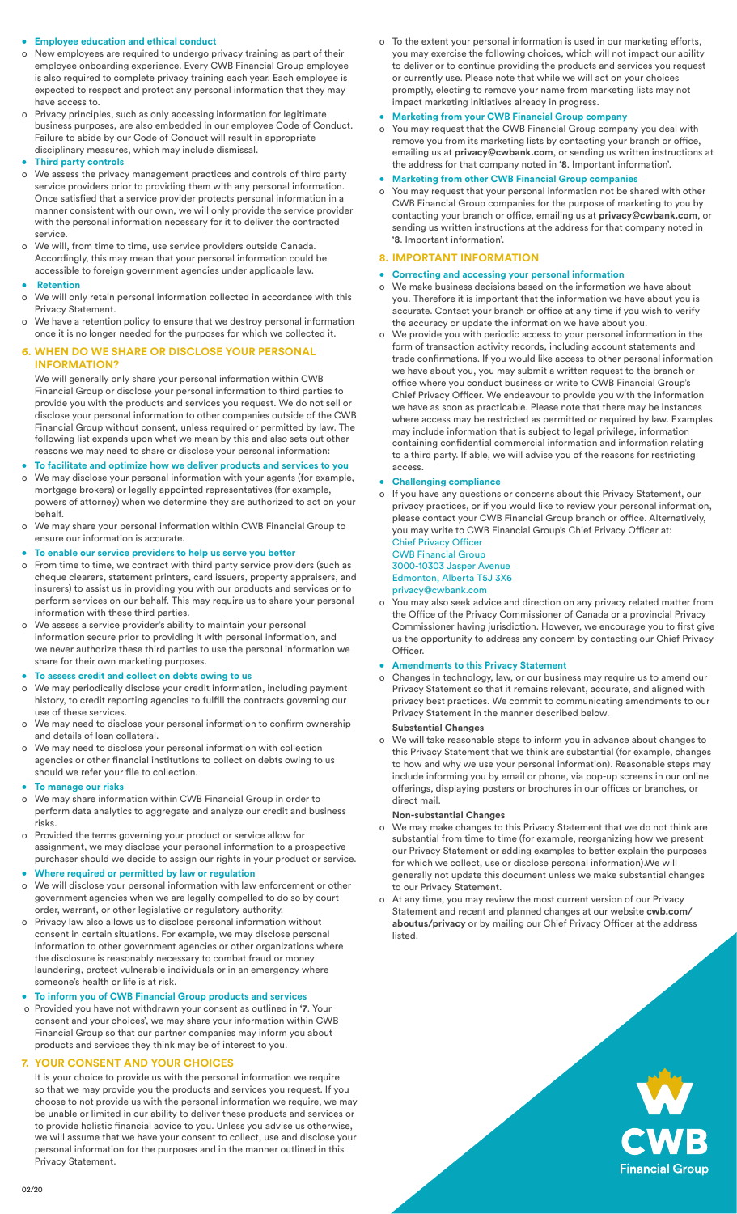- **Employee education and ethical conduct**
  - New employees are required to undergo privacy training as part of their employee onboarding experience. Every CWB Financial Group employee is also required to complete privacy training each year. Each employee is expected to respect and protect any personal information that they may have access to.
  - Privacy principles, such as only accessing information for legitimate business purposes, are also embedded in our employee Code of Conduct. Failure to abide by our Code of Conduct will result in appropriate disciplinary measures, which may include dismissal.
- **Third party controls**
  - We assess the privacy management practices and controls of third party service providers prior to providing them with any personal information. Once satisfied that a service provider protects personal information in a manner consistent with our own, we will only provide the service provider with the personal information necessary for it to deliver the contracted service.
  - We will, from time to time, use service providers outside Canada. Accordingly, this may mean that your personal information could be accessible to foreign government agencies under applicable law.
- **Retention**
  - We will only retain personal information collected in accordance with this Privacy Statement.
  - We have a retention policy to ensure that we destroy personal information once it is no longer needed for the purposes for which we collected it.

## 6. WHEN DO WE SHARE OR DISCLOSE YOUR PERSONAL INFORMATION?

We will generally only share your personal information within CWB Financial Group or disclose your personal information to third parties to provide you with the products and services you request. We do not sell or disclose your personal information to other companies outside of the CWB Financial Group without consent, unless required or permitted by law. The following list expands upon what we mean by this and also sets out other reasons we may need to share or disclose your personal information:

- **To facilitate and optimize how we deliver products and services to you**
  - We may disclose your personal information with your agents (for example, mortgage brokers) or legally appointed representatives (for example, powers of attorney) when we determine they are authorized to act on your behalf.
  - We may share your personal information within CWB Financial Group to ensure our information is accurate.
- **To enable our service providers to help us serve you better**
  - From time to time, we contract with third party service providers (such as cheque clearers, statement printers, card issuers, property appraisers, and insurers) to assist us in providing you with our products and services or to perform services on our behalf. This may require us to share your personal information with these third parties.
  - We assess a service provider's ability to maintain your personal information secure prior to providing it with personal information, and we never authorize these third parties to use the personal information we share for their own marketing purposes.
- **To assess credit and collect on debts owing to us**
  - We may periodically disclose your credit information, including payment history, to credit reporting agencies to fulfill the contracts governing our use of these services.
  - We may need to disclose your personal information to confirm ownership and details of loan collateral.
  - We may need to disclose your personal information with collection agencies or other financial institutions to collect on debts owing to us should we refer your file to collection.
- **To manage our risks**
  - We may share information within CWB Financial Group in order to perform data analytics to aggregate and analyze our credit and business risks.
  - Provided the terms governing your product or service allow for assignment, we may disclose your personal information to a prospective purchaser should we decide to assign our rights in your product or service.
- **Where required or permitted by law or regulation**
  - We will disclose your personal information with law enforcement or other government agencies when we are legally compelled to do so by court order, warrant, or other legislative or regulatory authority.
  - Privacy law also allows us to disclose personal information without consent in certain situations. For example, we may disclose personal information to other government agencies or other organizations where the disclosure is reasonably necessary to combat fraud or money laundering, protect vulnerable individuals or in an emergency where someone's health or life is at risk.
- **To inform you of CWB Financial Group products and services**
  - Provided you have not withdrawn your consent as outlined in '**7**. Your consent and your choices', we may share your information within CWB Financial Group so that our partner companies may inform you about products and services they think may be of interest to you.

## 7. YOUR CONSENT AND YOUR CHOICES

It is your choice to provide us with the personal information we require so that we may provide you the products and services you request. If you choose to not provide us with the personal information we require, we may be unable or limited in our ability to deliver these products and services or to provide holistic financial advice to you. Unless you advise us otherwise, we will assume that we have your consent to collect, use and disclose your personal information for the purposes and in the manner outlined in this Privacy Statement.

- To the extent your personal information is used in our marketing efforts, you may exercise the following choices, which will not impact our ability to deliver or to continue providing the products and services you request or currently use. Please note that while we will act on your choices promptly, electing to remove your name from marketing lists may not impact marketing initiatives already in progress.

- **Marketing from your CWB Financial Group company**
  - You may request that the CWB Financial Group company you deal with remove you from its marketing lists by contacting your branch or office, emailing us at **privacy@cwbank.com**, or sending us written instructions at the address for that company noted in '**8**. Important information'.
- **Marketing from other CWB Financial Group companies**
  - You may request that your personal information not be shared with other CWB Financial Group companies for the purpose of marketing to you by contacting your branch or office, emailing us at **privacy@cwbank.com**, or sending us written instructions at the address for that company noted in '**8**. Important information'.

## 8. IMPORTANT INFORMATION

- **Correcting and accessing your personal information**
  - We make business decisions based on the information we have about you. Therefore it is important that the information we have about you is accurate. Contact your branch or office at any time if you wish to verify the accuracy or update the information we have about you.
  - We provide you with periodic access to your personal information in the form of transaction activity records, including account statements and trade confirmations. If you would like access to other personal information we have about you, you may submit a written request to the branch or office where you conduct business or write to CWB Financial Group's Chief Privacy Officer. We endeavour to provide you with the information we have as soon as practicable. Please note that there may be instances where access may be restricted as permitted or required by law. Examples may include information that is subject to legal privilege, information containing confidential commercial information and information relating to a third party. If able, we will advise you of the reasons for restricting access.
- **Challenging compliance**
  - If you have any questions or concerns about this Privacy Statement, our privacy practices, or if you would like to review your personal information, please contact your CWB Financial Group branch or office. Alternatively, you may write to CWB Financial Group's Chief Privacy Officer at:

    Chief Privacy Officer
    CWB Financial Group
    3000-10303 Jasper Avenue
    Edmonton, Alberta T5J 3X6
    privacy@cwbank.com
  - You may also seek advice and direction on any privacy related matter from the Office of the Privacy Commissioner of Canada or a provincial Privacy Commissioner having jurisdiction. However, we encourage you to first give us the opportunity to address any concern by contacting our Chief Privacy Officer.
- **Amendments to this Privacy Statement**
  - Changes in technology, law, or our business may require us to amend our Privacy Statement so that it remains relevant, accurate, and aligned with privacy best practices. We commit to communicating amendments to our Privacy Statement in the manner described below.

    **Substantial Changes**
  - We will take reasonable steps to inform you in advance about changes to this Privacy Statement that we think are substantial (for example, changes to how and why we use your personal information). Reasonable steps may include informing you by email or phone, via pop-up screens in our online offerings, displaying posters or brochures in our offices or branches, or direct mail.

    **Non-substantial Changes**
  - We may make changes to this Privacy Statement that we do not think are substantial from time to time (for example, reorganizing how we present our Privacy Statement or adding examples to better explain the purposes for which we collect, use or disclose personal information).We will generally not update this document unless we make substantial changes to our Privacy Statement.
  - At any time, you may review the most current version of our Privacy Statement and recent and planned changes at our website **cwb.com/aboutus/privacy** or by mailing our Chief Privacy Officer at the address listed.

CWB Financial Group

02/20